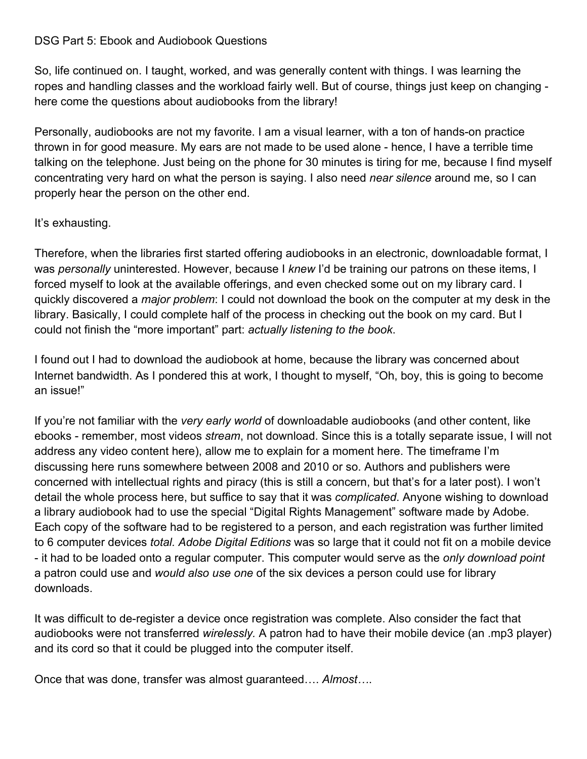# DSG Part 5: Ebook and Audiobook Questions

So, life continued on. I taught, worked, and was generally content with things. I was learning the ropes and handling classes and the workload fairly well. But of course, things just keep on changing - here come the questions about audiobooks from the library!

Personally, audiobooks are not my favorite. I am a visual learner, with a ton of hands-on practice thrown in for good measure. My ears are not made to be used alone - hence, I have a terrible time talking on the telephone. Just being on the phone for 30 minutes is tiring for me, because I find myself concentrating very hard on what the person is saying. I also need *near silence* around me, so I can properly hear the person on the other end.

It's exhausting.

Therefore, when the libraries first started offering audiobooks in an electronic, downloadable format, I was *personally* uninterested. However, because I *knew* I'd be training our patrons on these items, I forced myself to look at the available offerings, and even checked some out on my library card. I quickly discovered a *major problem*: I could not download the book on the computer at my desk in the library. Basically, I could complete half of the process in checking out the book on my card. But I could not finish the "more important" part: *actually listening to the book*.

I found out I had to download the audiobook at home, because the library was concerned about Internet bandwidth. As I pondered this at work, I thought to myself, "Oh, boy, this is going to become an issue!"

If you're not familiar with the *very early world* of downloadable audiobooks (and other content, like ebooks - remember, most videos *stream*, not download. Since this is a totally separate issue, I will not address any video content here), allow me to explain for a moment here. The timeframe I'm discussing here runs somewhere between 2008 and 2010 or so. Authors and publishers were concerned with intellectual rights and piracy (this is still a concern, but that's for a later post). I won't detail the whole process here, but suffice to say that it was *complicated*. Anyone wishing to download a library audiobook had to use the special "Digital Rights Management" software made by Adobe. Each copy of the software had to be registered to a person, and each registration was further limited to 6 computer devices *total. Adobe Digital Editions* was so large that it could not fit on a mobile device - it had to be loaded onto a regular computer. This computer would serve as the *only download point* a patron could use and *would also use one* of the six devices a person could use for library downloads.

It was difficult to de-register a device once registration was complete. Also consider the fact that audiobooks were not transferred *wirelessly.* A patron had to have their mobile device (an .mp3 player) and its cord so that it could be plugged into the computer itself.

Once that was done, transfer was almost guaranteed…. *Almost*….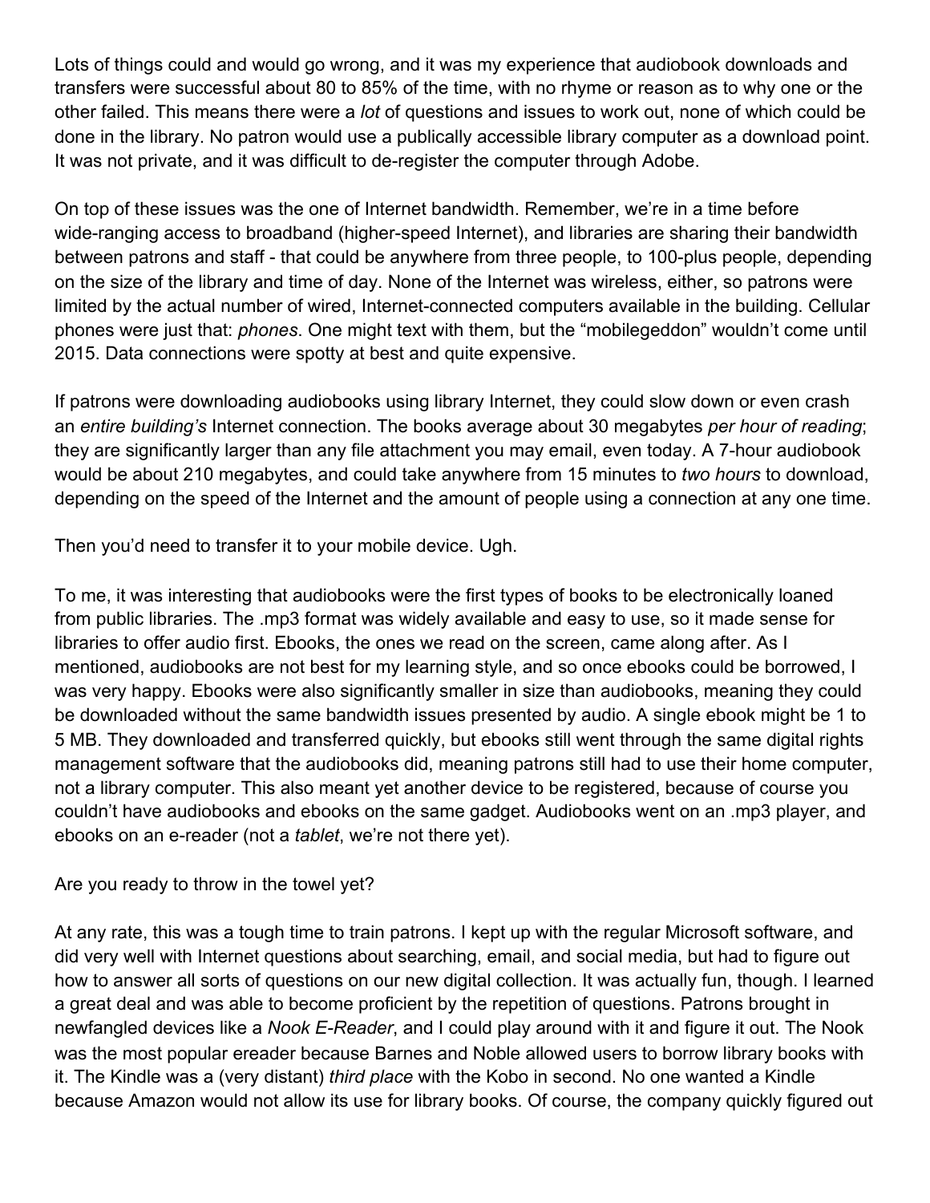Lots of things could and would go wrong, and it was my experience that audiobook downloads and transfers were successful about 80 to 85% of the time, with no rhyme or reason as to why one or the other failed. This means there were a *lot* of questions and issues to work out, none of which could be done in the library. No patron would use a publically accessible library computer as a download point. It was not private, and it was difficult to de-register the computer through Adobe.

On top of these issues was the one of Internet bandwidth. Remember, we're in a time before wide-ranging access to broadband (higher-speed Internet), and libraries are sharing their bandwidth between patrons and staff - that could be anywhere from three people, to 100-plus people, depending on the size of the library and time of day. None of the Internet was wireless, either, so patrons were limited by the actual number of wired, Internet-connected computers available in the building. Cellular phones were just that: *phones*. One might text with them, but the "mobilegeddon" wouldn't come until 2015. Data connections were spotty at best and quite expensive.

If patrons were downloading audiobooks using library Internet, they could slow down or even crash an *entire building's* Internet connection. The books average about 30 megabytes *per hour of reading*; they are significantly larger than any file attachment you may email, even today. A 7-hour audiobook would be about 210 megabytes, and could take anywhere from 15 minutes to *two hours* to download, depending on the speed of the Internet and the amount of people using a connection at any one time.

Then you'd need to transfer it to your mobile device. Ugh.

To me, it was interesting that audiobooks were the first types of books to be electronically loaned from public libraries. The .mp3 format was widely available and easy to use, so it made sense for libraries to offer audio first. Ebooks, the ones we read on the screen, came along after. As I mentioned, audiobooks are not best for my learning style, and so once ebooks could be borrowed, I was very happy. Ebooks were also significantly smaller in size than audiobooks, meaning they could be downloaded without the same bandwidth issues presented by audio. A single ebook might be 1 to 5 MB. They downloaded and transferred quickly, but ebooks still went through the same digital rights management software that the audiobooks did, meaning patrons still had to use their home computer, not a library computer. This also meant yet another device to be registered, because of course you couldn't have audiobooks and ebooks on the same gadget. Audiobooks went on an .mp3 player, and ebooks on an e-reader (not a *tablet*, we're not there yet).

Are you ready to throw in the towel yet?

At any rate, this was a tough time to train patrons. I kept up with the regular Microsoft software, and did very well with Internet questions about searching, email, and social media, but had to figure out how to answer all sorts of questions on our new digital collection. It was actually fun, though. I learned a great deal and was able to become proficient by the repetition of questions. Patrons brought in newfangled devices like a *Nook E-Reader*, and I could play around with it and figure it out. The Nook was the most popular ereader because Barnes and Noble allowed users to borrow library books with it. The Kindle was a (very distant) *third place* with the Kobo in second. No one wanted a Kindle because Amazon would not allow its use for library books. Of course, the company quickly figured out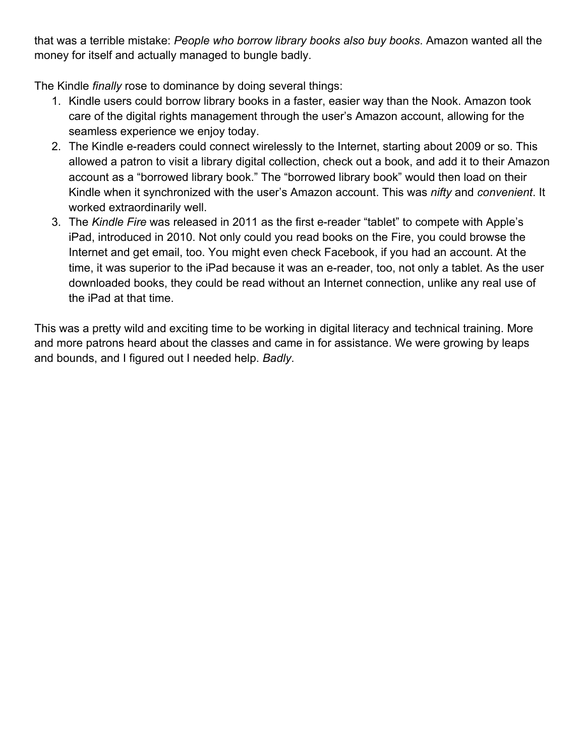that was a terrible mistake: *People who borrow library books also buy books*. Amazon wanted all the money for itself and actually managed to bungle badly.

The Kindle *finally* rose to dominance by doing several things:

1. Kindle users could borrow library books in a faster, easier way than the Nook. Amazon took care of the digital rights management through the user's Amazon account, allowing for the seamless experience we enjoy today.
2. The Kindle e-readers could connect wirelessly to the Internet, starting about 2009 or so. This allowed a patron to visit a library digital collection, check out a book, and add it to their Amazon account as a "borrowed library book." The "borrowed library book" would then load on their Kindle when it synchronized with the user's Amazon account. This was *nifty* and *convenient*. It worked extraordinarily well.
3. The *Kindle Fire* was released in 2011 as the first e-reader "tablet" to compete with Apple's iPad, introduced in 2010. Not only could you read books on the Fire, you could browse the Internet and get email, too. You might even check Facebook, if you had an account. At the time, it was superior to the iPad because it was an e-reader, too, not only a tablet. As the user downloaded books, they could be read without an Internet connection, unlike any real use of the iPad at that time.

This was a pretty wild and exciting time to be working in digital literacy and technical training. More and more patrons heard about the classes and came in for assistance. We were growing by leaps and bounds, and I figured out I needed help. *Badly*.